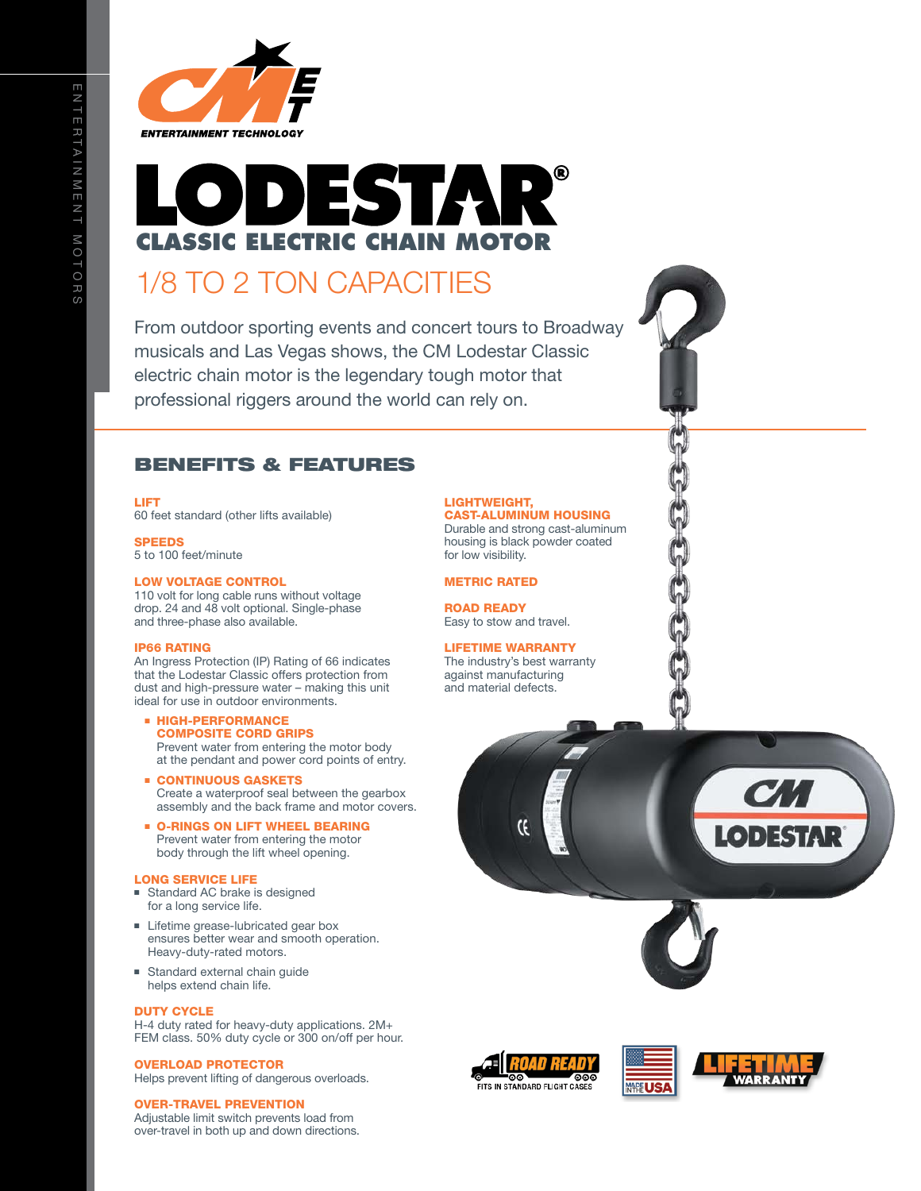CM ET ENTERTAINMENT TECHNOLOGY

# LODESTAR®

## CLASSIC ELECTRIC CHAIN MOTOR

## 1/8 TO 2 TON CAPACITIES

From outdoor sporting events and concert tours to Broadway musicals and Las Vegas shows, the CM Lodestar Classic electric chain motor is the legendary tough motor that professional riggers around the world can rely on.

## BENEFITS & FEATURES

**LIFT**
60 feet standard (other lifts available)

**SPEEDS**
5 to 100 feet/minute

**LOW VOLTAGE CONTROL**
110 volt for long cable runs without voltage drop. 24 and 48 volt optional. Single-phase and three-phase also available.

**IP66 RATING**
An Ingress Protection (IP) Rating of 66 indicates that the Lodestar Classic offers protection from dust and high-pressure water – making this unit ideal for use in outdoor environments.

- **HIGH-PERFORMANCE COMPOSITE CORD GRIPS**
  Prevent water from entering the motor body at the pendant and power cord points of entry.
- **CONTINUOUS GASKETS**
  Create a waterproof seal between the gearbox assembly and the back frame and motor covers.
- **O-RINGS ON LIFT WHEEL BEARING**
  Prevent water from entering the motor body through the lift wheel opening.

**LONG SERVICE LIFE**
- Standard AC brake is designed for a long service life.
- Lifetime grease-lubricated gear box ensures better wear and smooth operation. Heavy-duty-rated motors.
- Standard external chain guide helps extend chain life.

**DUTY CYCLE**
H-4 duty rated for heavy-duty applications. 2M+ FEM class. 50% duty cycle or 300 on/off per hour.

**OVERLOAD PROTECTOR**
Helps prevent lifting of dangerous overloads.

**OVER-TRAVEL PREVENTION**
Adjustable limit switch prevents load from over-travel in both up and down directions.

**LIGHTWEIGHT, CAST-ALUMINUM HOUSING**
Durable and strong cast-aluminum housing is black powder coated for low visibility.

**METRIC RATED**

**ROAD READY**
Easy to stow and travel.

**LIFETIME WARRANTY**
The industry's best warranty against manufacturing and material defects.

ROAD READY — FITS IN STANDARD FLIGHT CASES

MADE IN THE USA

LIFETIME WARRANTY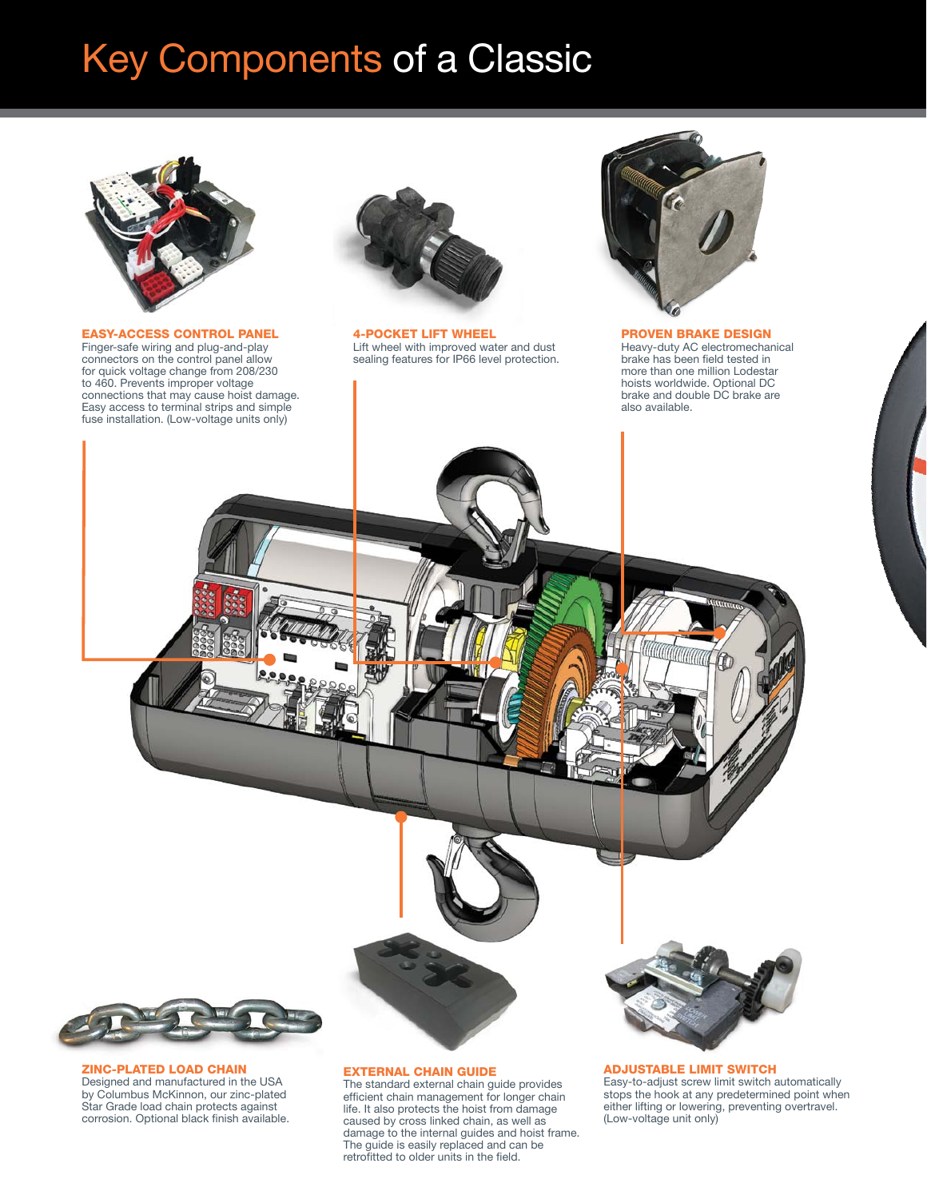# Key Components of a Classic

### EASY-ACCESS CONTROL PANEL

Finger-safe wiring and plug-and-play connectors on the control panel allow for quick voltage change from 208/230 to 460. Prevents improper voltage connections that may cause hoist damage. Easy access to terminal strips and simple fuse installation. (Low-voltage units only)

### 4-POCKET LIFT WHEEL

Lift wheel with improved water and dust sealing features for IP66 level protection.

### PROVEN BRAKE DESIGN

Heavy-duty AC electromechanical brake has been field tested in more than one million Lodestar hoists worldwide. Optional DC brake and double DC brake are also available.

### ZINC-PLATED LOAD CHAIN

Designed and manufactured in the USA by Columbus McKinnon, our zinc-plated Star Grade load chain protects against corrosion. Optional black finish available.

### EXTERNAL CHAIN GUIDE

The standard external chain guide provides efficient chain management for longer chain life. It also protects the hoist from damage caused by cross linked chain, as well as damage to the internal guides and hoist frame. The guide is easily replaced and can be retrofitted to older units in the field.

### ADJUSTABLE LIMIT SWITCH

Easy-to-adjust screw limit switch automatically stops the hook at any predetermined point when either lifting or lowering, preventing overtravel. (Low-voltage unit only)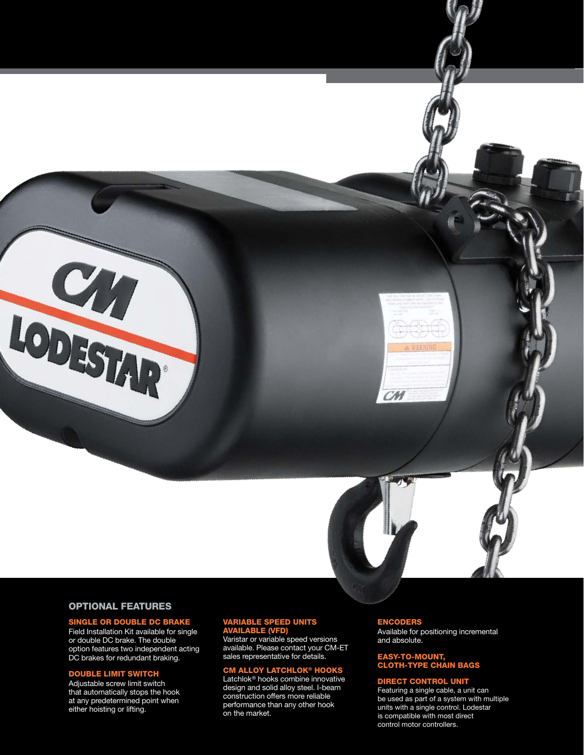## OPTIONAL FEATURES

### SINGLE OR DOUBLE DC BRAKE

Field Installation Kit available for single or double DC brake. The double option features two independent acting DC brakes for redundant braking.

### DOUBLE LIMIT SWITCH

Adjustable screw limit switch that automatically stops the hook at any predetermined point when either hoisting or lifting.

### VARIABLE SPEED UNITS AVAILABLE (VFD)

Varistar or variable speed versions available. Please contact your CM-ET sales representative for details.

### CM ALLOY LATCHLOK® HOOKS

Latchlok® hooks combine innovative design and solid alloy steel. I-beam construction offers more reliable performance than any other hook on the market.

### ENCODERS

Available for positioning incremental and absolute.

### EASY-TO-MOUNT, CLOTH-TYPE CHAIN BAGS

### DIRECT CONTROL UNIT

Featuring a single cable, a unit can be used as part of a system with multiple units with a single control. Lodestar is compatible with most direct control motor controllers.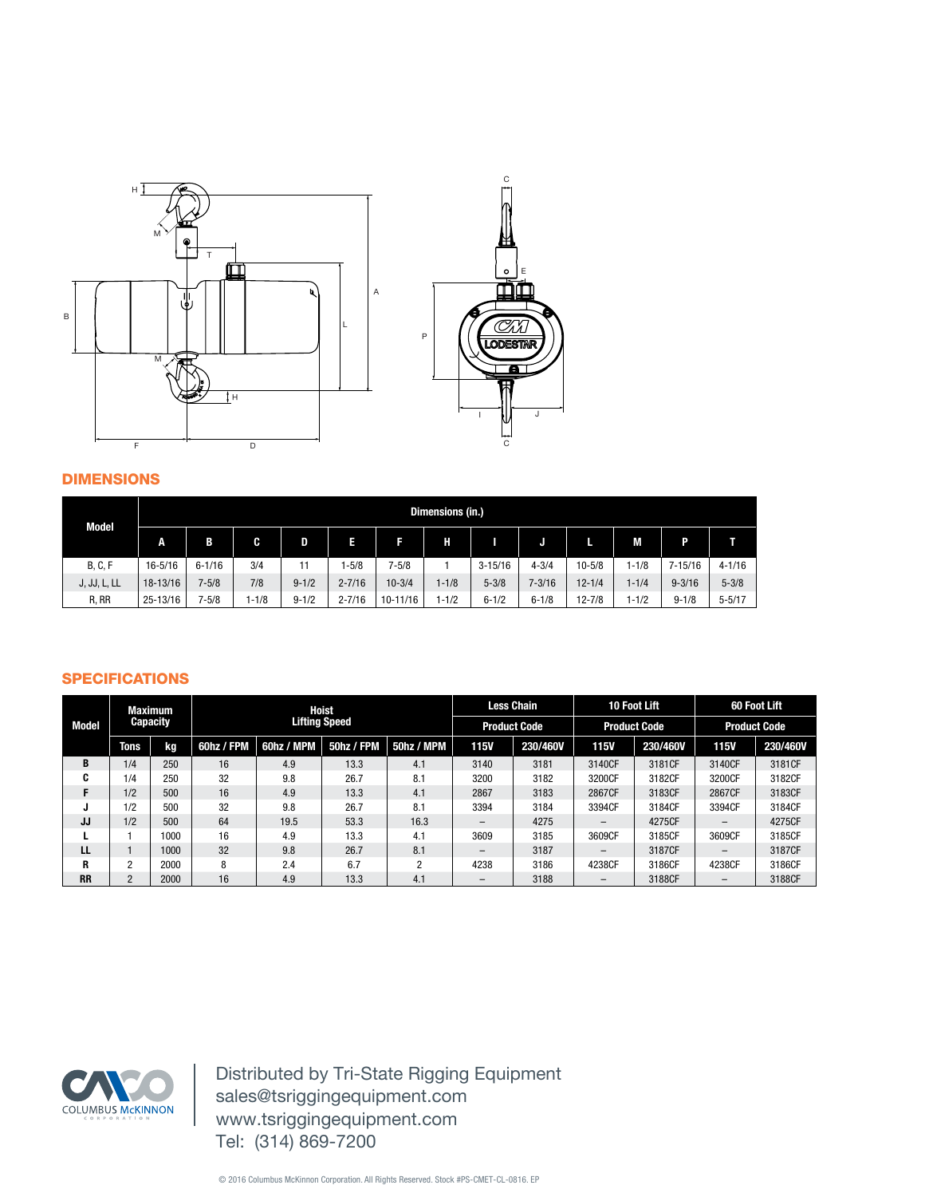## DIMENSIONS

| Model | Dimensions (in.) | | | | | | | | | | | | |
|---|---|---|---|---|---|---|---|---|---|---|---|---|---|
| | A | B | C | D | E | F | H | I | J | L | M | P | T |
| B, C, F | 16-5/16 | 6-1/16 | 3/4 | 11 | 1-5/8 | 7-5/8 | 1 | 3-15/16 | 4-3/4 | 10-5/8 | 1-1/8 | 7-15/16 | 4-1/16 |
| J, JJ, L, LL | 18-13/16 | 7-5/8 | 7/8 | 9-1/2 | 2-7/16 | 10-3/4 | 1-1/8 | 5-3/8 | 7-3/16 | 12-1/4 | 1-1/4 | 9-3/16 | 5-3/8 |
| R, RR | 25-13/16 | 7-5/8 | 1-1/8 | 9-1/2 | 2-7/16 | 10-11/16 | 1-1/2 | 6-1/2 | 6-1/8 | 12-7/8 | 1-1/4 | 9-1/8 | 5-5/17 |

## SPECIFICATIONS

| Model | Maximum Capacity | | Hoist Lifting Speed | | | | Less Chain | | 10 Foot Lift | | 60 Foot Lift | |
|---|---|---|---|---|---|---|---|---|---|---|---|---|
| | | | | | | | Product Code | | Product Code | | Product Code | |
| | Tons | kg | 60hz / FPM | 60hz / MPM | 50hz / FPM | 50hz / MPM | 115V | 230/460V | 115V | 230/460V | 115V | 230/460V |
| **B** | 1/4 | 250 | 16 | 4.9 | 13.3 | 4.1 | 3140 | 3181 | 3140CF | 3181CF | 3140CF | 3181CF |
| **C** | 1/4 | 250 | 32 | 9.8 | 26.7 | 8.1 | 3200 | 3182 | 3200CF | 3182CF | 3200CF | 3182CF |
| **F** | 1/2 | 500 | 16 | 4.9 | 13.3 | 4.1 | 2867 | 3183 | 2867CF | 3183CF | 2867CF | 3183CF |
| **J** | 1/2 | 500 | 32 | 9.8 | 26.7 | 8.1 | 3394 | 3184 | 3394CF | 3184CF | 3394CF | 3184CF |
| **JJ** | 1/2 | 500 | 64 | 19.5 | 53.3 | 16.3 | – | 4275 | – | 4275CF | – | 4275CF |
| **L** | 1 | 1000 | 16 | 4.9 | 13.3 | 4.1 | 3609 | 3185 | 3609CF | 3185CF | 3609CF | 3185CF |
| **LL** | 1 | 1000 | 32 | 9.8 | 26.7 | 8.1 | – | 3187 | – | 3187CF | – | 3187CF |
| **R** | 2 | 2000 | 8 | 2.4 | 6.7 | 2 | 4238 | 3186 | 4238CF | 3186CF | 4238CF | 3186CF |
| **RR** | 2 | 2000 | 16 | 4.9 | 13.3 | 4.1 | – | 3188 | – | 3188CF | – | 3188CF |

COLUMBUS McKINNON CORPORATION

Distributed by Tri-State Rigging Equipment
sales@tsriggingequipment.com
www.tsriggingequipment.com
Tel: (314) 869-7200

© 2016 Columbus McKinnon Corporation. All Rights Reserved. Stock #PS-CMET-CL-0816. EP